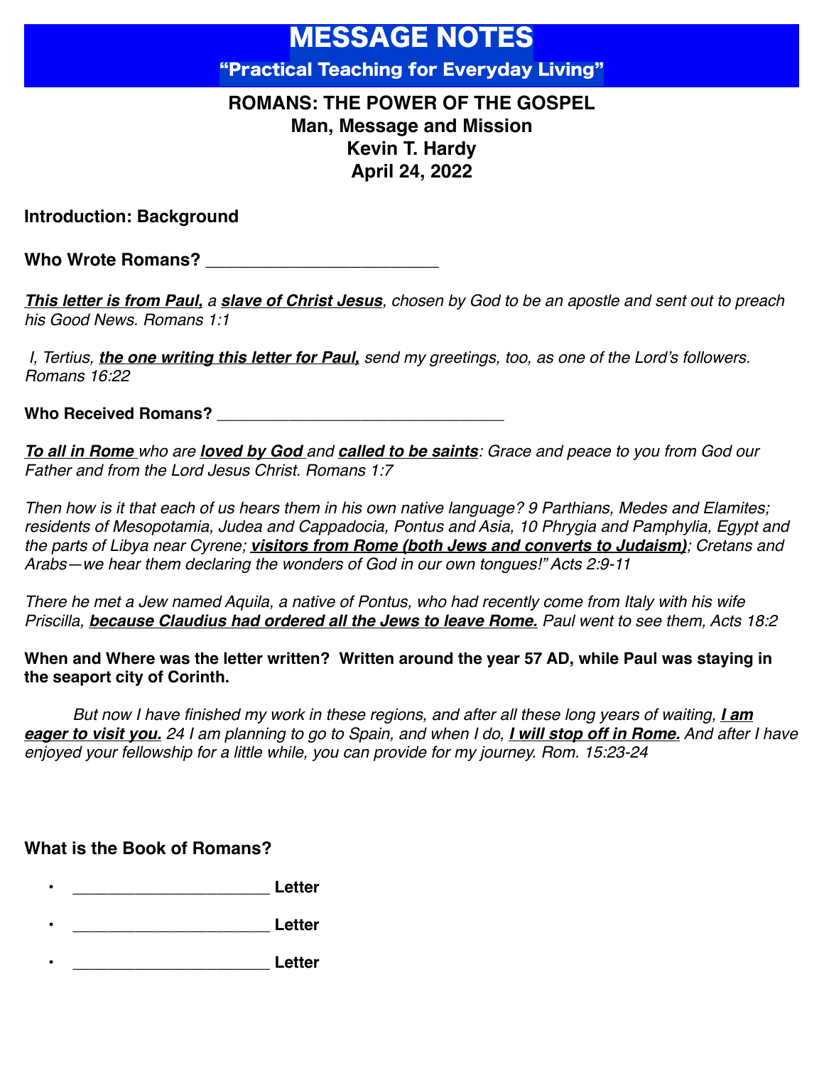# MESSAGE NOTES

**"Practical Teaching for Everyday Living"**

## ROMANS: THE POWER OF THE GOSPEL

**Man, Message and Mission**

**Kevin T. Hardy**

**April 24, 2022**

### Introduction: Background

**Who Wrote Romans? ________________________**

*__This letter is from Paul,__ a __slave of Christ Jesus__, chosen by God to be an apostle and sent out to preach his Good News. Romans 1:1*

*I, Tertius, __the one writing this letter for Paul,__ send my greetings, too, as one of the Lord's followers. Romans 16:22*

**Who Received Romans? ______________________________**

*__To all in Rome__ who are __loved by God__ and __called to be saints__: Grace and peace to you from God our Father and from the Lord Jesus Christ. Romans 1:7*

*Then how is it that each of us hears them in his own native language? 9 Parthians, Medes and Elamites; residents of Mesopotamia, Judea and Cappadocia, Pontus and Asia, 10 Phrygia and Pamphylia, Egypt and the parts of Libya near Cyrene; __visitors from Rome (both Jews and converts to Judaism)__; Cretans and Arabs—we hear them declaring the wonders of God in our own tongues!" Acts 2:9-11*

*There he met a Jew named Aquila, a native of Pontus, who had recently come from Italy with his wife Priscilla, __because Claudius had ordered all the Jews to leave Rome.__ Paul went to see them, Acts 18:2*

**When and Where was the letter written? Written around the year 57 AD, while Paul was staying in the seaport city of Corinth.**

*But now I have finished my work in these regions, and after all these long years of waiting, __I am eager to visit you.__ 24 I am planning to go to Spain, and when I do, __I will stop off in Rome.__ And after I have enjoyed your fellowship for a little while, you can provide for my journey. Rom. 15:23-24*

**What is the Book of Romans?**

- ______________________ **Letter**
- ______________________ **Letter**
- ______________________ **Letter**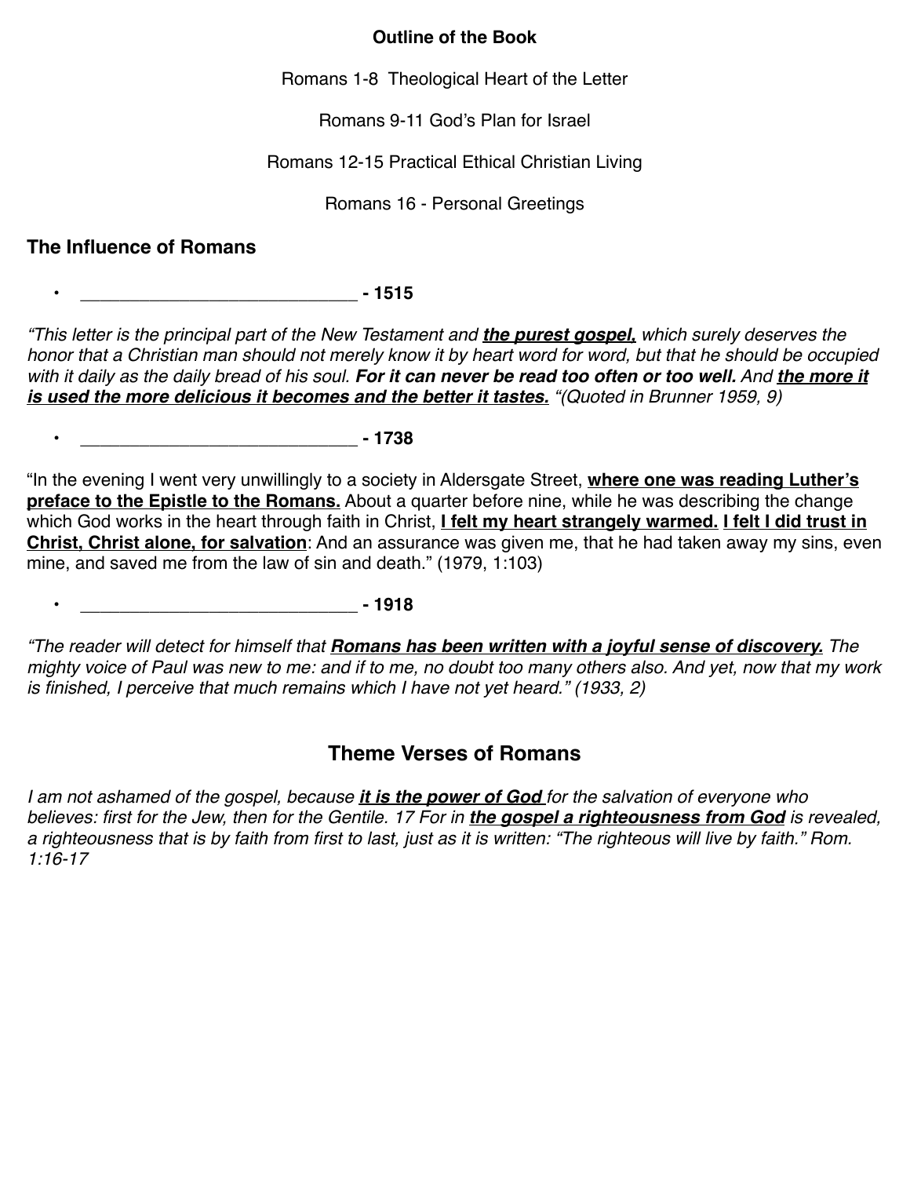**Outline of the Book**

Romans 1-8 Theological Heart of the Letter

Romans 9-11 God's Plan for Israel

Romans 12-15 Practical Ethical Christian Living

Romans 16 - Personal Greetings

## The Influence of Romans

- ____________________________ **- 1515**

*"This letter is the principal part of the New Testament and* ***the purest gospel,*** *which surely deserves the honor that a Christian man should not merely know it by heart word for word, but that he should be occupied with it daily as the daily bread of his soul.* ***For it can never be read too often or too well.*** *And* ***the more it is used the more delicious it becomes and the better it tastes.*** *"(Quoted in Brunner 1959, 9)*

- ____________________________ **- 1738**

"In the evening I went very unwillingly to a society in Aldersgate Street, **where one was reading Luther's preface to the Epistle to the Romans.** About a quarter before nine, while he was describing the change which God works in the heart through faith in Christ, **I felt my heart strangely warmed.** **I felt I did trust in Christ, Christ alone, for salvation**: And an assurance was given me, that he had taken away my sins, even mine, and saved me from the law of sin and death." (1979, 1:103)

- ____________________________ **- 1918**

*"The reader will detect for himself that* ***Romans has been written with a joyful sense of discovery.*** *The mighty voice of Paul was new to me: and if to me, no doubt too many others also. And yet, now that my work is finished, I perceive that much remains which I have not yet heard." (1933, 2)*

## Theme Verses of Romans

*I am not ashamed of the gospel, because* ***it is the power of God*** *for the salvation of everyone who believes: first for the Jew, then for the Gentile. 17 For in* ***the gospel a righteousness from God*** *is revealed, a righteousness that is by faith from first to last, just as it is written: "The righteous will live by faith." Rom. 1:16-17*